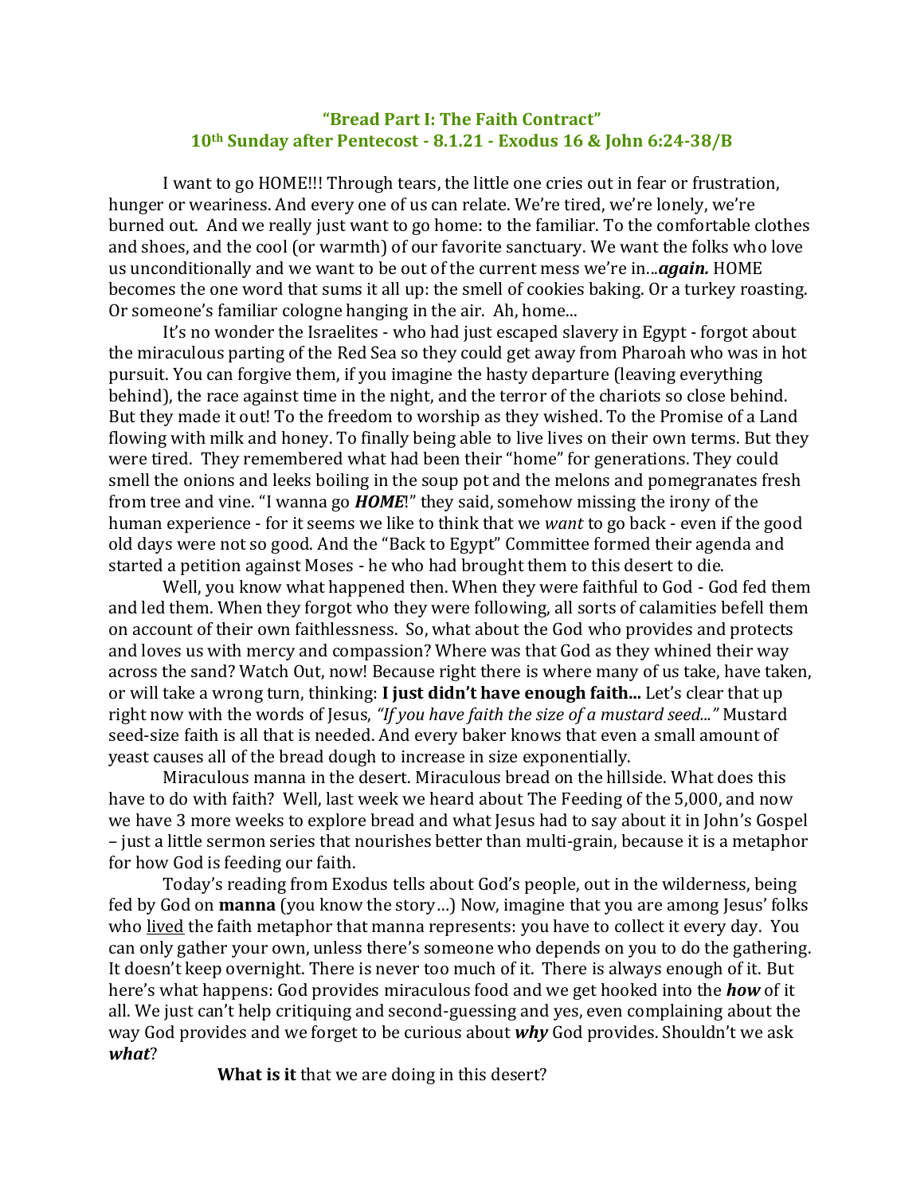## "Bread Part I: The Faith Contract"
## 10th Sunday after Pentecost - 8.1.21 - Exodus 16 & John 6:24-38/B

I want to go HOME!!! Through tears, the little one cries out in fear or frustration, hunger or weariness. And every one of us can relate. We're tired, we're lonely, we're burned out. And we really just want to go home: to the familiar. To the comfortable clothes and shoes, and the cool (or warmth) of our favorite sanctuary. We want the folks who love us unconditionally and we want to be out of the current mess we're in...***again.*** HOME becomes the one word that sums it all up: the smell of cookies baking. Or a turkey roasting. Or someone's familiar cologne hanging in the air. Ah, home...

It's no wonder the Israelites - who had just escaped slavery in Egypt - forgot about the miraculous parting of the Red Sea so they could get away from Pharoah who was in hot pursuit. You can forgive them, if you imagine the hasty departure (leaving everything behind), the race against time in the night, and the terror of the chariots so close behind. But they made it out! To the freedom to worship as they wished. To the Promise of a Land flowing with milk and honey. To finally being able to live lives on their own terms. But they were tired. They remembered what had been their "home" for generations. They could smell the onions and leeks boiling in the soup pot and the melons and pomegranates fresh from tree and vine. "I wanna go ***HOME***!" they said, somehow missing the irony of the human experience - for it seems we like to think that we *want* to go back - even if the good old days were not so good. And the "Back to Egypt" Committee formed their agenda and started a petition against Moses - he who had brought them to this desert to die.

Well, you know what happened then. When they were faithful to God - God fed them and led them. When they forgot who they were following, all sorts of calamities befell them on account of their own faithlessness. So, what about the God who provides and protects and loves us with mercy and compassion? Where was that God as they whined their way across the sand? Watch Out, now! Because right there is where many of us take, have taken, or will take a wrong turn, thinking: **I just didn't have enough faith...** Let's clear that up right now with the words of Jesus, *"If you have faith the size of a mustard seed..."* Mustard seed-size faith is all that is needed. And every baker knows that even a small amount of yeast causes all of the bread dough to increase in size exponentially.

Miraculous manna in the desert. Miraculous bread on the hillside. What does this have to do with faith? Well, last week we heard about The Feeding of the 5,000, and now we have 3 more weeks to explore bread and what Jesus had to say about it in John's Gospel – just a little sermon series that nourishes better than multi-grain, because it is a metaphor for how God is feeding our faith.

Today's reading from Exodus tells about God's people, out in the wilderness, being fed by God on **manna** (you know the story…) Now, imagine that you are among Jesus' folks who <u>lived</u> the faith metaphor that manna represents: you have to collect it every day. You can only gather your own, unless there's someone who depends on you to do the gathering. It doesn't keep overnight. There is never too much of it. There is always enough of it. But here's what happens: God provides miraculous food and we get hooked into the ***how*** of it all. We just can't help critiquing and second-guessing and yes, even complaining about the way God provides and we forget to be curious about ***why*** God provides. Shouldn't we ask ***what***?

**What is it** that we are doing in this desert?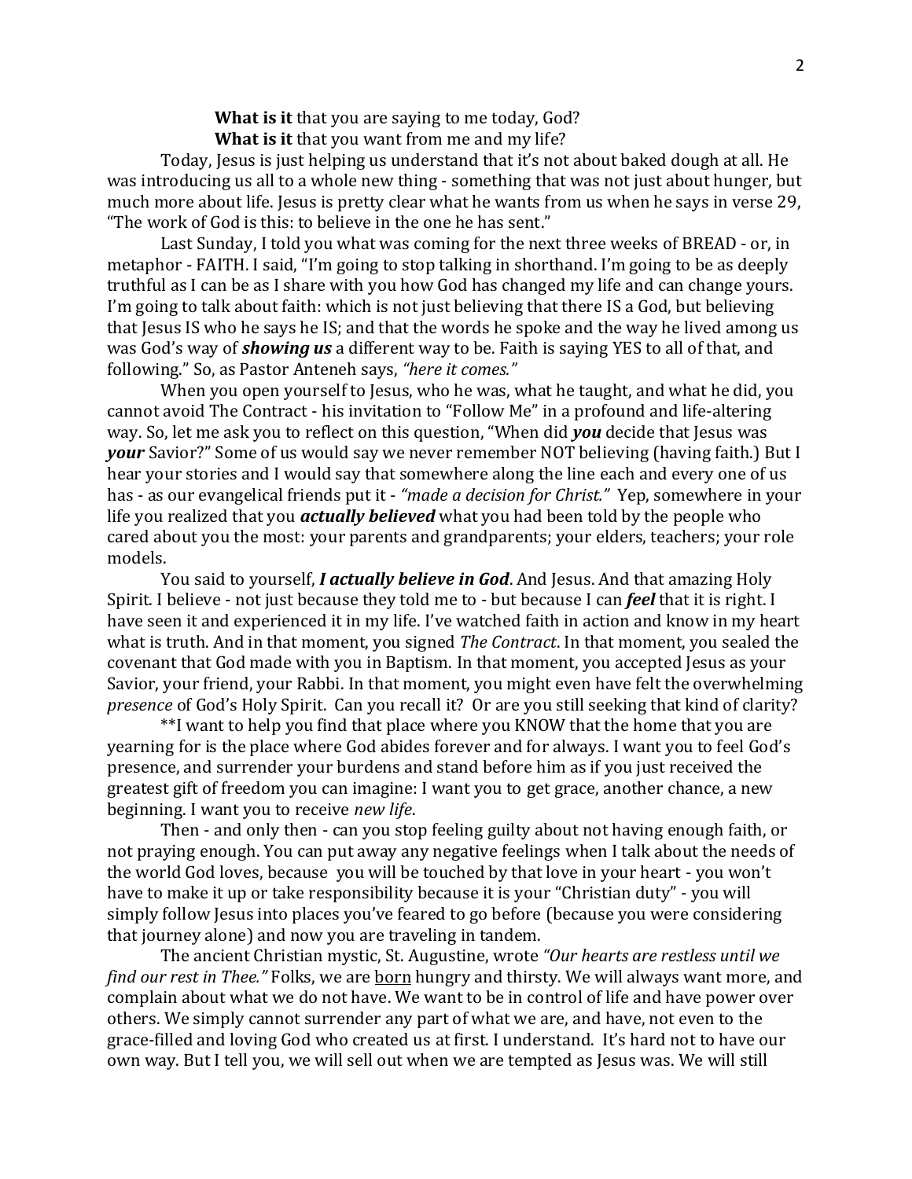**What is it** that you are saying to me today, God?
**What is it** that you want from me and my life?

Today, Jesus is just helping us understand that it's not about baked dough at all. He was introducing us all to a whole new thing - something that was not just about hunger, but much more about life. Jesus is pretty clear what he wants from us when he says in verse 29, "The work of God is this: to believe in the one he has sent."

Last Sunday, I told you what was coming for the next three weeks of BREAD - or, in metaphor - FAITH. I said, "I'm going to stop talking in shorthand. I'm going to be as deeply truthful as I can be as I share with you how God has changed my life and can change yours. I'm going to talk about faith: which is not just believing that there IS a God, but believing that Jesus IS who he says he IS; and that the words he spoke and the way he lived among us was God's way of ***showing us*** a different way to be. Faith is saying YES to all of that, and following." So, as Pastor Anteneh says, *"here it comes."*

When you open yourself to Jesus, who he was, what he taught, and what he did, you cannot avoid The Contract - his invitation to "Follow Me" in a profound and life-altering way. So, let me ask you to reflect on this question, "When did ***you*** decide that Jesus was ***your*** Savior?" Some of us would say we never remember NOT believing (having faith.) But I hear your stories and I would say that somewhere along the line each and every one of us has - as our evangelical friends put it - *"made a decision for Christ."* Yep, somewhere in your life you realized that you ***actually believed*** what you had been told by the people who cared about you the most: your parents and grandparents; your elders, teachers; your role models.

You said to yourself, ***I actually believe in God***. And Jesus. And that amazing Holy Spirit. I believe - not just because they told me to - but because I can ***feel*** that it is right. I have seen it and experienced it in my life. I've watched faith in action and know in my heart what is truth. And in that moment, you signed *The Contract*. In that moment, you sealed the covenant that God made with you in Baptism. In that moment, you accepted Jesus as your Savior, your friend, your Rabbi. In that moment, you might even have felt the overwhelming *presence* of God's Holy Spirit. Can you recall it? Or are you still seeking that kind of clarity?

**I want to help you find that place where you KNOW that the home that you are yearning for is the place where God abides forever and for always. I want you to feel God's presence, and surrender your burdens and stand before him as if you just received the greatest gift of freedom you can imagine: I want you to get grace, another chance, a new beginning. I want you to receive *new life*.

Then - and only then - can you stop feeling guilty about not having enough faith, or not praying enough. You can put away any negative feelings when I talk about the needs of the world God loves, because you will be touched by that love in your heart - you won't have to make it up or take responsibility because it is your "Christian duty" - you will simply follow Jesus into places you've feared to go before (because you were considering that journey alone) and now you are traveling in tandem.

The ancient Christian mystic, St. Augustine, wrote *"Our hearts are restless until we find our rest in Thee."* Folks, we are <u>born</u> hungry and thirsty. We will always want more, and complain about what we do not have. We want to be in control of life and have power over others. We simply cannot surrender any part of what we are, and have, not even to the grace-filled and loving God who created us at first. I understand. It's hard not to have our own way. But I tell you, we will sell out when we are tempted as Jesus was. We will still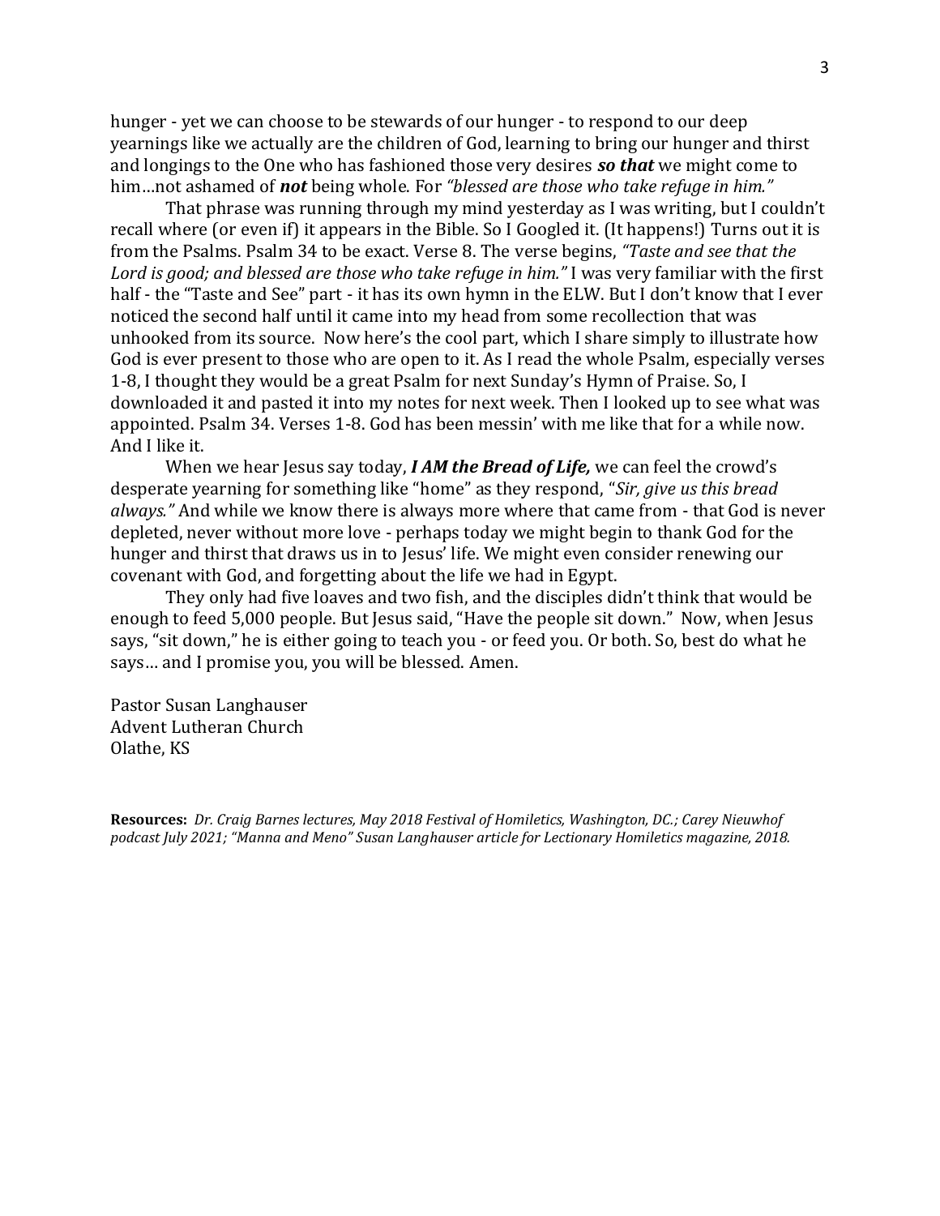hunger - yet we can choose to be stewards of our hunger - to respond to our deep yearnings like we actually are the children of God, learning to bring our hunger and thirst and longings to the One who has fashioned those very desires ***so that*** we might come to him…not ashamed of ***not*** being whole. For *"blessed are those who take refuge in him."*

That phrase was running through my mind yesterday as I was writing, but I couldn't recall where (or even if) it appears in the Bible. So I Googled it. (It happens!) Turns out it is from the Psalms. Psalm 34 to be exact. Verse 8. The verse begins, *"Taste and see that the Lord is good; and blessed are those who take refuge in him."* I was very familiar with the first half - the "Taste and See" part - it has its own hymn in the ELW. But I don't know that I ever noticed the second half until it came into my head from some recollection that was unhooked from its source. Now here's the cool part, which I share simply to illustrate how God is ever present to those who are open to it. As I read the whole Psalm, especially verses 1-8, I thought they would be a great Psalm for next Sunday's Hymn of Praise. So, I downloaded it and pasted it into my notes for next week. Then I looked up to see what was appointed. Psalm 34. Verses 1-8. God has been messin' with me like that for a while now. And I like it.

When we hear Jesus say today, ***I AM the Bread of Life,*** we can feel the crowd's desperate yearning for something like "home" as they respond, "*Sir, give us this bread always."* And while we know there is always more where that came from - that God is never depleted, never without more love - perhaps today we might begin to thank God for the hunger and thirst that draws us in to Jesus' life. We might even consider renewing our covenant with God, and forgetting about the life we had in Egypt.

They only had five loaves and two fish, and the disciples didn't think that would be enough to feed 5,000 people. But Jesus said, "Have the people sit down." Now, when Jesus says, "sit down," he is either going to teach you - or feed you. Or both. So, best do what he says… and I promise you, you will be blessed. Amen.

Pastor Susan Langhauser
Advent Lutheran Church
Olathe, KS

**Resources:** *Dr. Craig Barnes lectures, May 2018 Festival of Homiletics, Washington, DC.; Carey Nieuwhof podcast July 2021; "Manna and Meno" Susan Langhauser article for Lectionary Homiletics magazine, 2018.*